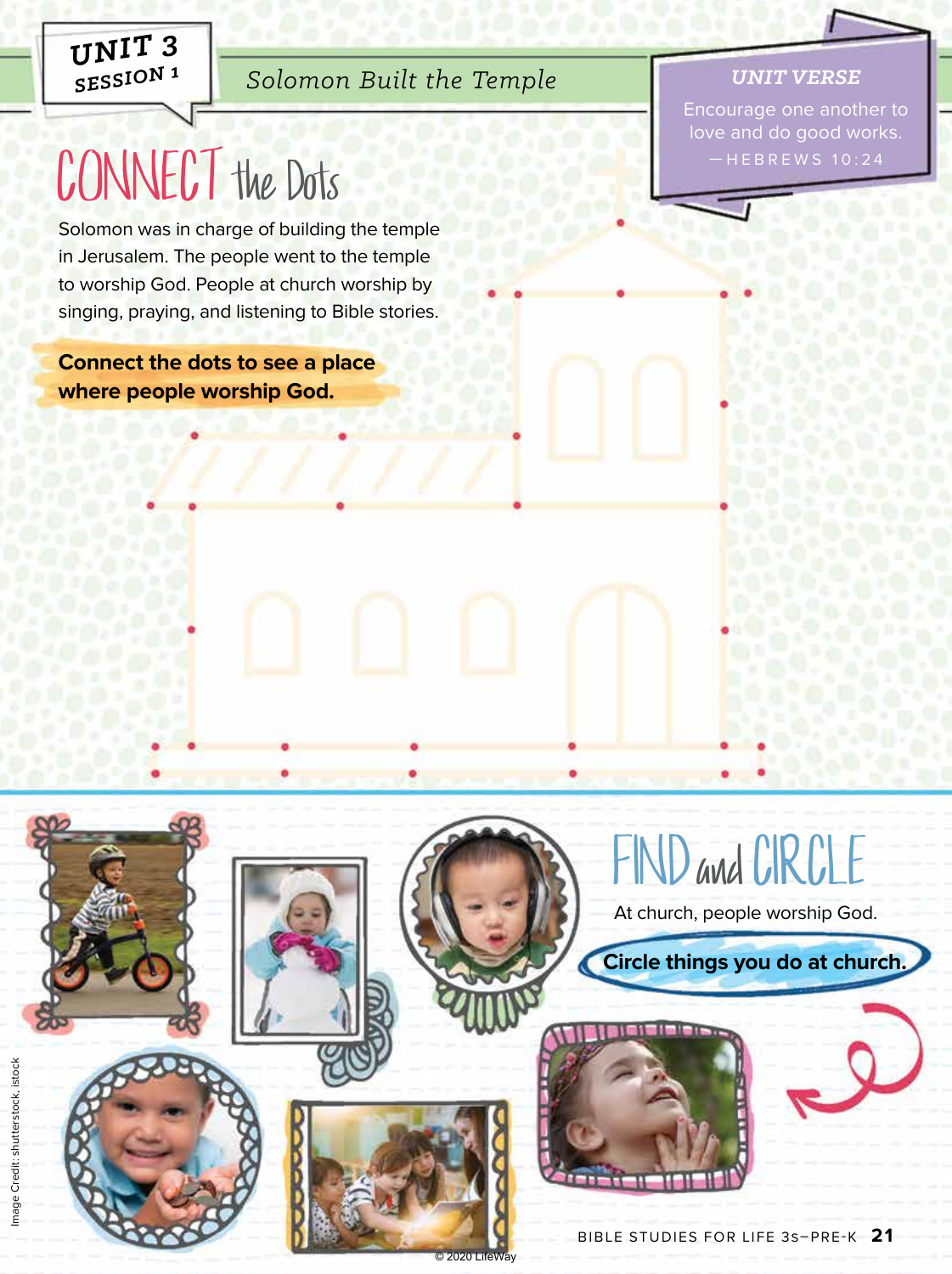UNIT 3
SESSION 1

*Solomon Built the Temple*

***UNIT VERSE***

Encourage one another to love and do good works.
—HEBREWS 10:24

# CONNECT the Dots

Solomon was in charge of building the temple in Jerusalem. The people went to the temple to worship God. People at church worship by singing, praying, and listening to Bible stories.

**Connect the dots to see a place where people worship God.**

# FIND and CIRCLE

At church, people worship God.

**Circle things you do at church.**

Image Credit: shutterstock, istock

© 2020 LifeWay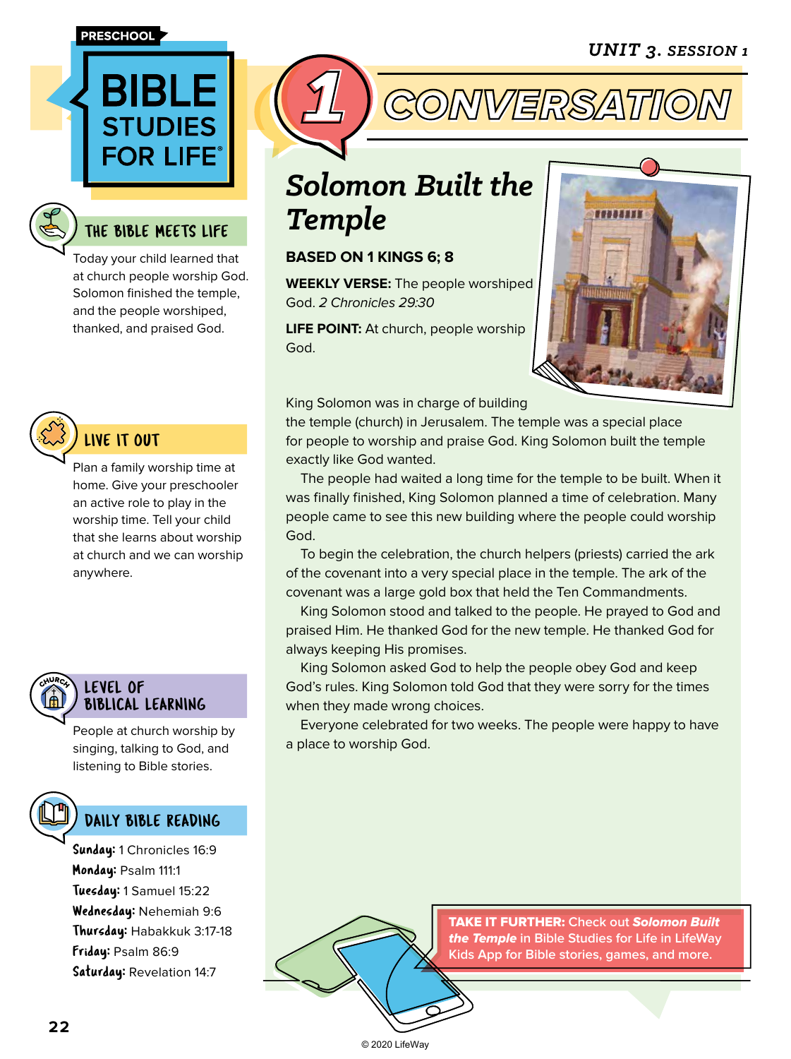PRESCHOOL

# BIBLE STUDIES FOR LIFE®

UNIT 3. SESSION 1

## 1 CONVERSATION

### THE BIBLE MEETS LIFE

Today your child learned that at church people worship God. Solomon finished the temple, and the people worshiped, thanked, and praised God.

### LIVE IT OUT

Plan a family worship time at home. Give your preschooler an active role to play in the worship time. Tell your child that she learns about worship at church and we can worship anywhere.

### LEVEL OF BIBLICAL LEARNING

People at church worship by singing, talking to God, and listening to Bible stories.

### DAILY BIBLE READING

**Sunday:** 1 Chronicles 16:9
**Monday:** Psalm 111:1
**Tuesday:** 1 Samuel 15:22
**Wednesday:** Nehemiah 9:6
**Thursday:** Habakkuk 3:17-18
**Friday:** Psalm 86:9
**Saturday:** Revelation 14:7

## *Solomon Built the Temple*

**BASED ON 1 KINGS 6; 8**

**WEEKLY VERSE:** The people worshiped God. *2 Chronicles 29:30*

**LIFE POINT:** At church, people worship God.

King Solomon was in charge of building the temple (church) in Jerusalem. The temple was a special place for people to worship and praise God. King Solomon built the temple exactly like God wanted.

The people had waited a long time for the temple to be built. When it was finally finished, King Solomon planned a time of celebration. Many people came to see this new building where the people could worship God.

To begin the celebration, the church helpers (priests) carried the ark of the covenant into a very special place in the temple. The ark of the covenant was a large gold box that held the Ten Commandments.

King Solomon stood and talked to the people. He prayed to God and praised Him. He thanked God for the new temple. He thanked God for always keeping His promises.

King Solomon asked God to help the people obey God and keep God's rules. King Solomon told God that they were sorry for the times when they made wrong choices.

Everyone celebrated for two weeks. The people were happy to have a place to worship God.

**TAKE IT FURTHER:** Check out ***Solomon Built the Temple*** in Bible Studies for Life in LifeWay Kids App for Bible stories, games, and more.

© 2020 LifeWay